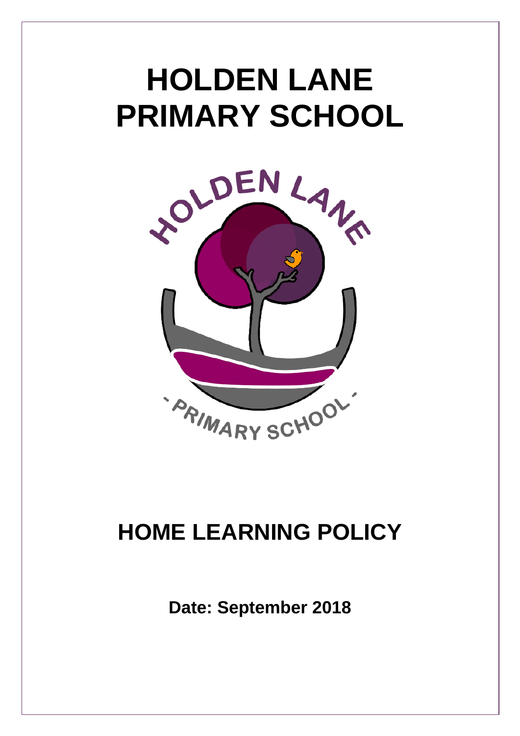# HOLDEN LANE PRIMARY SCHOOL

# HOME LEARNING POLICY

**Date: September 2018**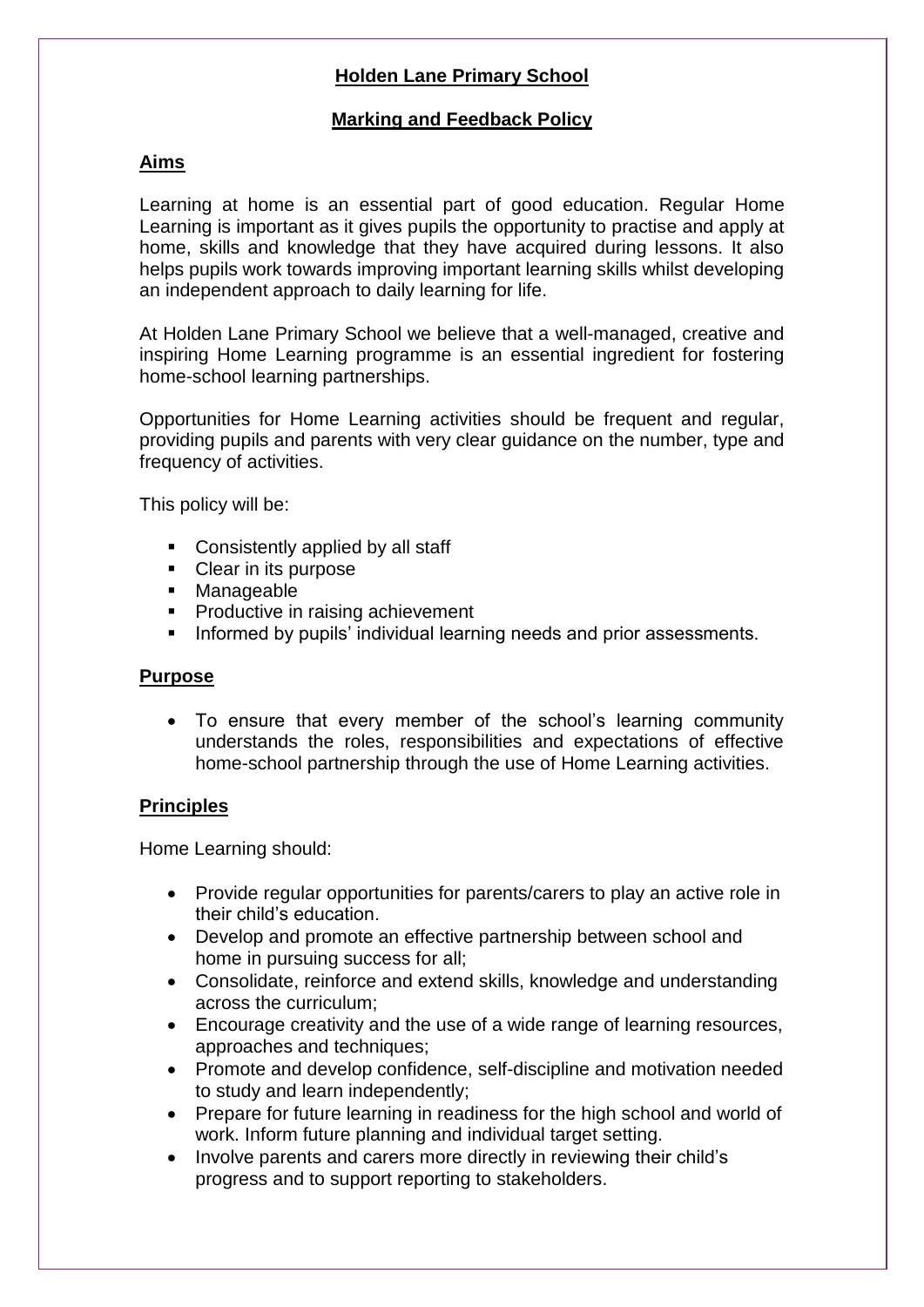**Holden Lane Primary School**

**Marking and Feedback Policy**

## Aims

Learning at home is an essential part of good education. Regular Home Learning is important as it gives pupils the opportunity to practise and apply at home, skills and knowledge that they have acquired during lessons. It also helps pupils work towards improving important learning skills whilst developing an independent approach to daily learning for life.

At Holden Lane Primary School we believe that a well-managed, creative and inspiring Home Learning programme is an essential ingredient for fostering home-school learning partnerships.

Opportunities for Home Learning activities should be frequent and regular, providing pupils and parents with very clear guidance on the number, type and frequency of activities.

This policy will be:

- Consistently applied by all staff
- Clear in its purpose
- Manageable
- Productive in raising achievement
- Informed by pupils' individual learning needs and prior assessments.

## Purpose

- To ensure that every member of the school's learning community understands the roles, responsibilities and expectations of effective home-school partnership through the use of Home Learning activities.

## Principles

Home Learning should:

- Provide regular opportunities for parents/carers to play an active role in their child's education.
- Develop and promote an effective partnership between school and home in pursuing success for all;
- Consolidate, reinforce and extend skills, knowledge and understanding across the curriculum;
- Encourage creativity and the use of a wide range of learning resources, approaches and techniques;
- Promote and develop confidence, self-discipline and motivation needed to study and learn independently;
- Prepare for future learning in readiness for the high school and world of work. Inform future planning and individual target setting.
- Involve parents and carers more directly in reviewing their child's progress and to support reporting to stakeholders.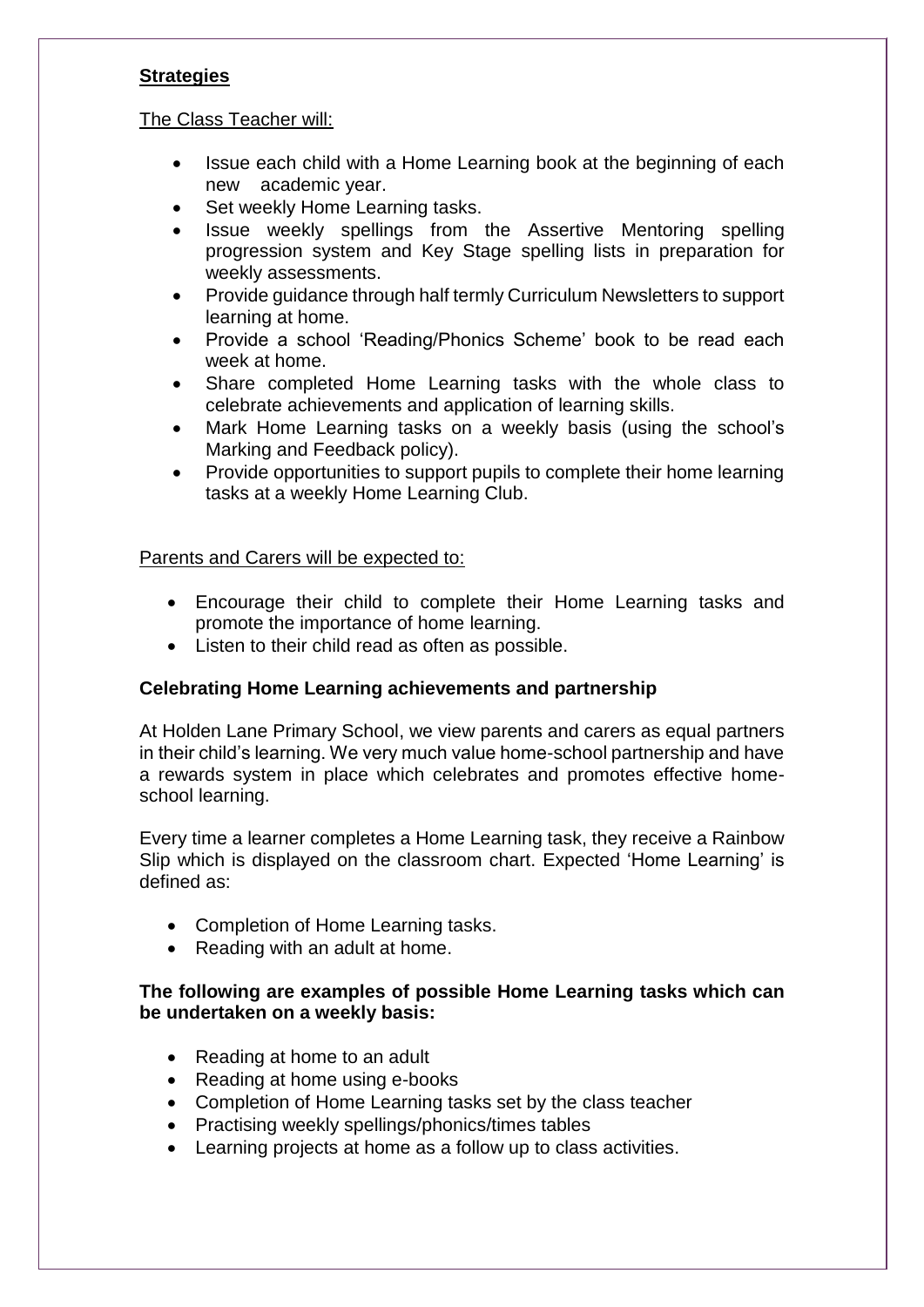## Strategies

The Class Teacher will:

- Issue each child with a Home Learning book at the beginning of each new academic year.
- Set weekly Home Learning tasks.
- Issue weekly spellings from the Assertive Mentoring spelling progression system and Key Stage spelling lists in preparation for weekly assessments.
- Provide guidance through half termly Curriculum Newsletters to support learning at home.
- Provide a school 'Reading/Phonics Scheme' book to be read each week at home.
- Share completed Home Learning tasks with the whole class to celebrate achievements and application of learning skills.
- Mark Home Learning tasks on a weekly basis (using the school's Marking and Feedback policy).
- Provide opportunities to support pupils to complete their home learning tasks at a weekly Home Learning Club.

Parents and Carers will be expected to:

- Encourage their child to complete their Home Learning tasks and promote the importance of home learning.
- Listen to their child read as often as possible.

### Celebrating Home Learning achievements and partnership

At Holden Lane Primary School, we view parents and carers as equal partners in their child's learning. We very much value home-school partnership and have a rewards system in place which celebrates and promotes effective home-school learning.

Every time a learner completes a Home Learning task, they receive a Rainbow Slip which is displayed on the classroom chart. Expected 'Home Learning' is defined as:

- Completion of Home Learning tasks.
- Reading with an adult at home.

**The following are examples of possible Home Learning tasks which can be undertaken on a weekly basis:**

- Reading at home to an adult
- Reading at home using e-books
- Completion of Home Learning tasks set by the class teacher
- Practising weekly spellings/phonics/times tables
- Learning projects at home as a follow up to class activities.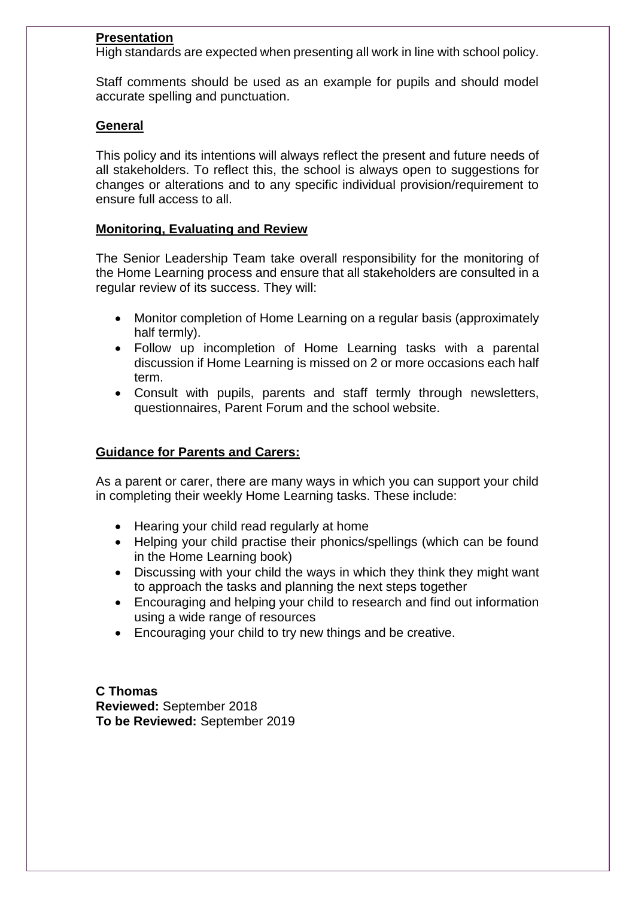**Presentation**

High standards are expected when presenting all work in line with school policy.

Staff comments should be used as an example for pupils and should model accurate spelling and punctuation.

**General**

This policy and its intentions will always reflect the present and future needs of all stakeholders. To reflect this, the school is always open to suggestions for changes or alterations and to any specific individual provision/requirement to ensure full access to all.

**Monitoring, Evaluating and Review**

The Senior Leadership Team take overall responsibility for the monitoring of the Home Learning process and ensure that all stakeholders are consulted in a regular review of its success. They will:

- Monitor completion of Home Learning on a regular basis (approximately half termly).
- Follow up incompletion of Home Learning tasks with a parental discussion if Home Learning is missed on 2 or more occasions each half term.
- Consult with pupils, parents and staff termly through newsletters, questionnaires, Parent Forum and the school website.

**Guidance for Parents and Carers:**

As a parent or carer, there are many ways in which you can support your child in completing their weekly Home Learning tasks. These include:

- Hearing your child read regularly at home
- Helping your child practise their phonics/spellings (which can be found in the Home Learning book)
- Discussing with your child the ways in which they think they might want to approach the tasks and planning the next steps together
- Encouraging and helping your child to research and find out information using a wide range of resources
- Encouraging your child to try new things and be creative.

**C Thomas**
**Reviewed:** September 2018
**To be Reviewed:** September 2019